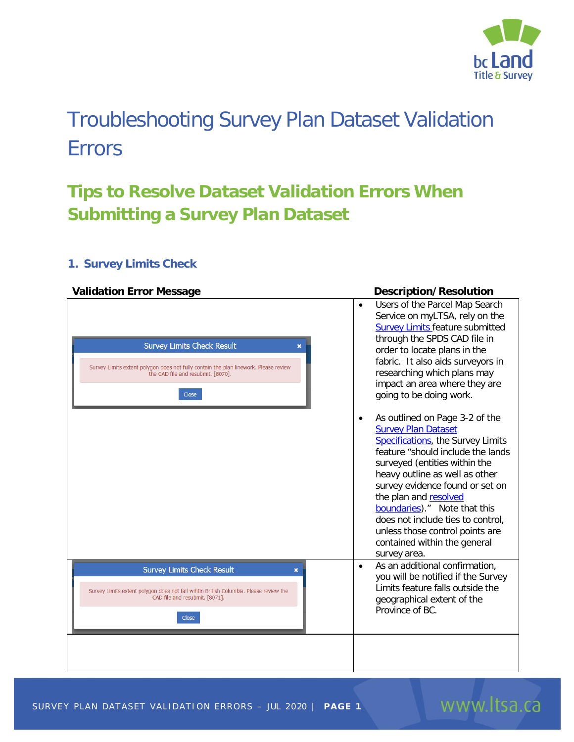# Troubleshooting Survey Plan Dataset Validation Errors

## Tips to Resolve Dataset Validation Errors When Submitting a Survey Plan Dataset

### 1. Survey Limits Check

| Validation Error Message | Description/Resolution |
| --- | --- |
| **Survey Limits Check Result**<br>Survey Limits extent polygon does not fully contain the plan linework. Please review the CAD file and resubmit. [8070]<br>Close | • Users of the Parcel Map Search Service on myLTSA, rely on the Survey Limits feature submitted through the SPDS CAD file in order to locate plans in the fabric. It also aids surveyors in researching which plans may impact an area where they are going to be doing work.<br>• As outlined on Page 3-2 of the Survey Plan Dataset Specifications, the Survey Limits feature "should include the lands surveyed (entities within the heavy outline as well as other survey evidence found or set on the plan and resolved boundaries)." Note that this does not include ties to control, unless those control points are contained within the general survey area. |
| **Survey Limits Check Result**<br>Survey Limits extent polygon does not fall within British Columbia. Please review the CAD file and resubmit. [8071]<br>Close | • As an additional confirmation, you will be notified if the Survey Limits feature falls outside the geographical extent of the Province of BC. |
| | |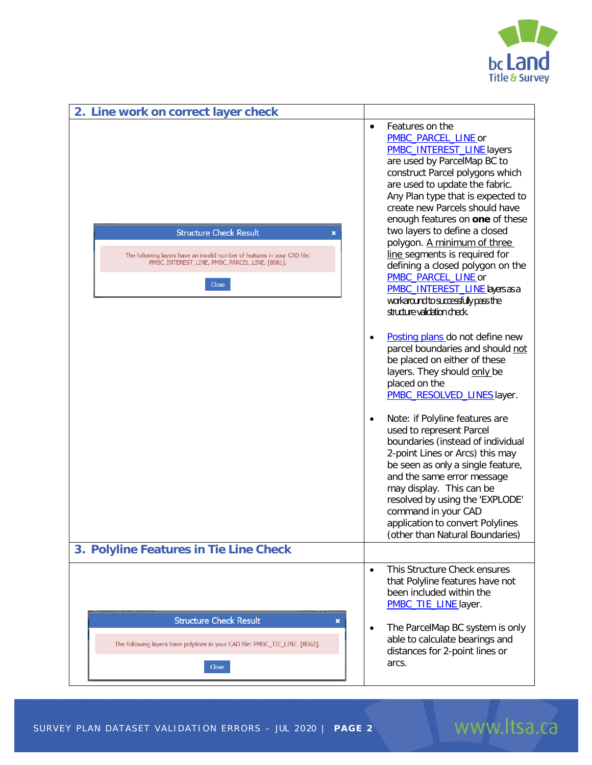## 2. Line work on correct layer check

| Structure Check Result | |
|---|---|
| The following layers have an invalid number of features in your CAD file: PMBC_INTEREST_LINE, PMBC_PARCEL_LINE. [8061]. Close | • Features on the PMBC_PARCEL_LINE or PMBC_INTEREST_LINE layers are used by ParcelMap BC to construct Parcel polygons which are used to update the fabric. Any Plan type that is expected to create new Parcels should have enough features on **one** of these two layers to define a closed polygon. A minimum of three line segments is required for defining a closed polygon on the PMBC_PARCEL_LINE or PMBC_INTEREST_LINE layers as a workaround to successfully pass the structure validation check.<br><br>• Posting plans do not define new parcel boundaries and should not be placed on either of these layers. They should only be placed on the PMBC_RESOLVED_LINES layer.<br><br>• Note: if Polyline features are used to represent Parcel boundaries (instead of individual 2-point Lines or Arcs) this may be seen as only a single feature, and the same error message may display. This can be resolved by using the 'EXPLODE' command in your CAD application to convert Polylines (other than Natural Boundaries) |

## 3. Polyline Features in Tie Line Check

| Structure Check Result | |
|---|---|
| The following layers have polylines in your CAD file: PMBC_TIE_LINE. [8062]. Close | • This Structure Check ensures that Polyline features have not been included within the PMBC_TIE_LINE layer.<br><br>• The ParcelMap BC system is only able to calculate bearings and distances for 2-point lines or arcs. |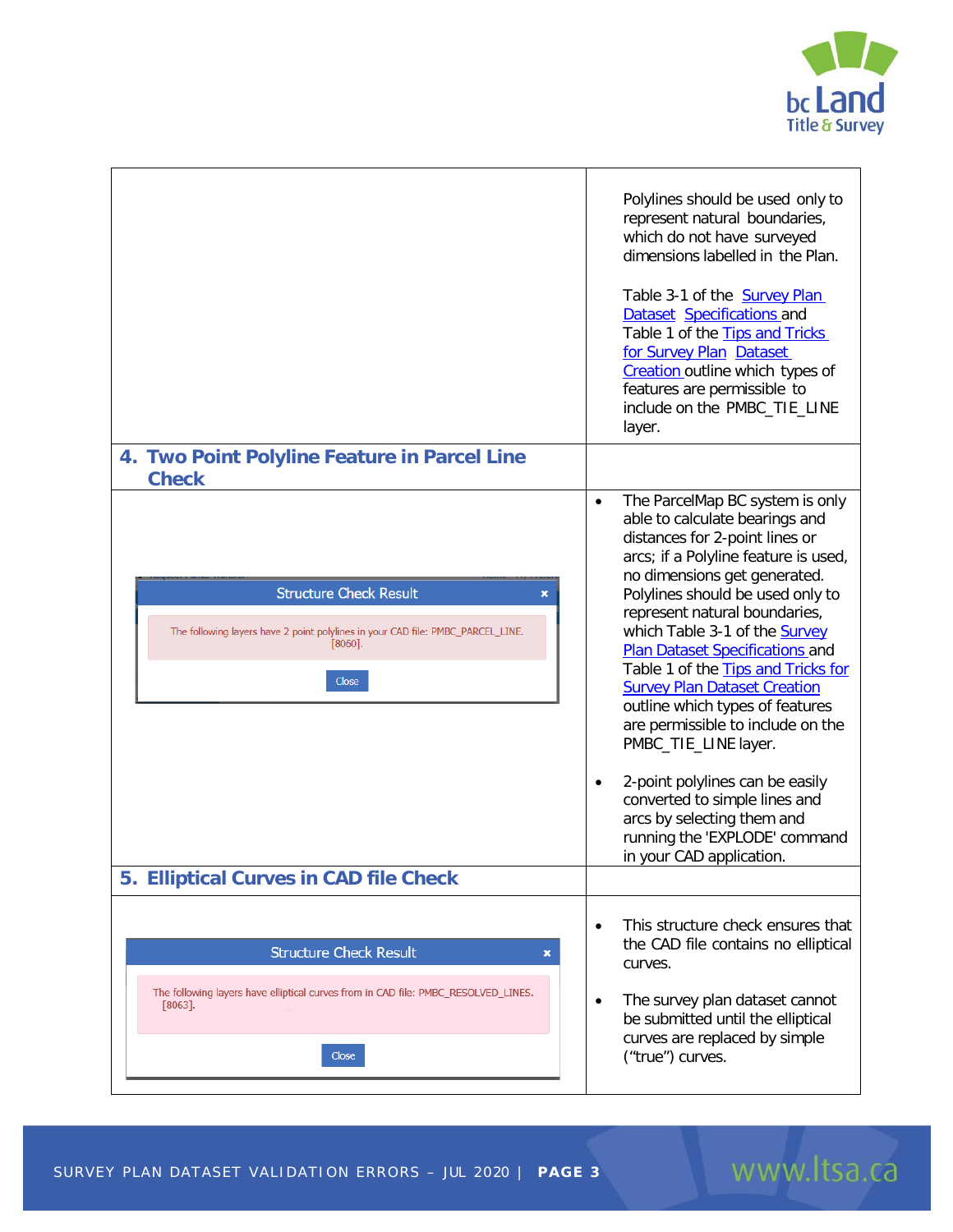| | |
|---|---|
| | Polylines should be used only to represent natural boundaries, which do not have surveyed dimensions labelled in the Plan.<br><br>Table 3-1 of the Survey Plan Dataset Specifications and Table 1 of the Tips and Tricks for Survey Plan Dataset Creation outline which types of features are permissible to include on the PMBC_TIE_LINE layer. |
| **4. Two Point Polyline Feature in Parcel Line Check** | |
| Structure Check Result<br>The following layers have 2 point polylines in your CAD file: PMBC_PARCEL_LINE. [8060].<br>Close | • The ParcelMap BC system is only able to calculate bearings and distances for 2-point lines or arcs; if a Polyline feature is used, no dimensions get generated. Polylines should be used only to represent natural boundaries, which Table 3-1 of the Survey Plan Dataset Specifications and Table 1 of the Tips and Tricks for Survey Plan Dataset Creation outline which types of features are permissible to include on the PMBC_TIE_LINE layer.<br><br>• 2-point polylines can be easily converted to simple lines and arcs by selecting them and running the 'EXPLODE' command in your CAD application. |
| **5. Elliptical Curves in CAD file Check** | |
| Structure Check Result<br>The following layers have elliptical curves from in CAD file: PMBC_RESOLVED_LINES. [8063].<br>Close | • This structure check ensures that the CAD file contains no elliptical curves.<br><br>• The survey plan dataset cannot be submitted until the elliptical curves are replaced by simple ("true") curves. |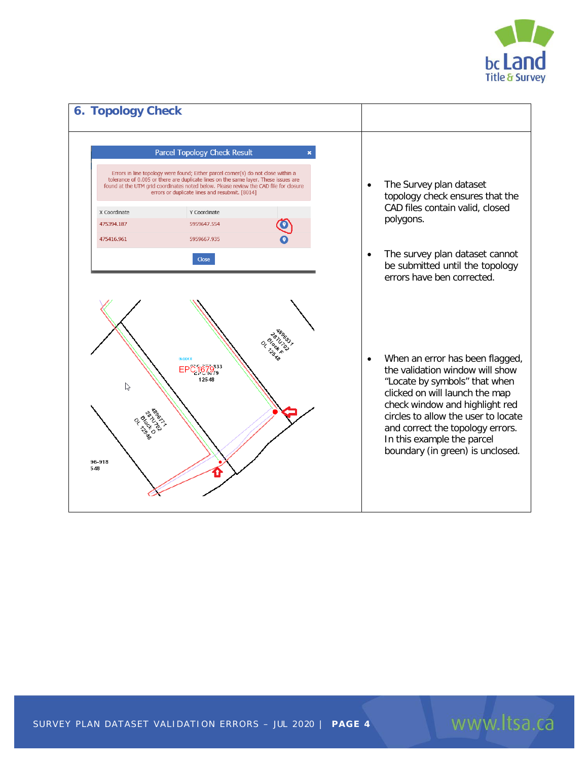## 6. Topology Check

- The Survey plan dataset topology check ensures that the CAD files contain valid, closed polygons.
- The survey plan dataset cannot be submitted until the topology errors have ben corrected.
- When an error has been flagged, the validation window will show "Locate by symbols" that when clicked on will launch the map check window and highlight red circles to allow the user to locate and correct the topology errors. In this example the parcel boundary (in green) is unclosed.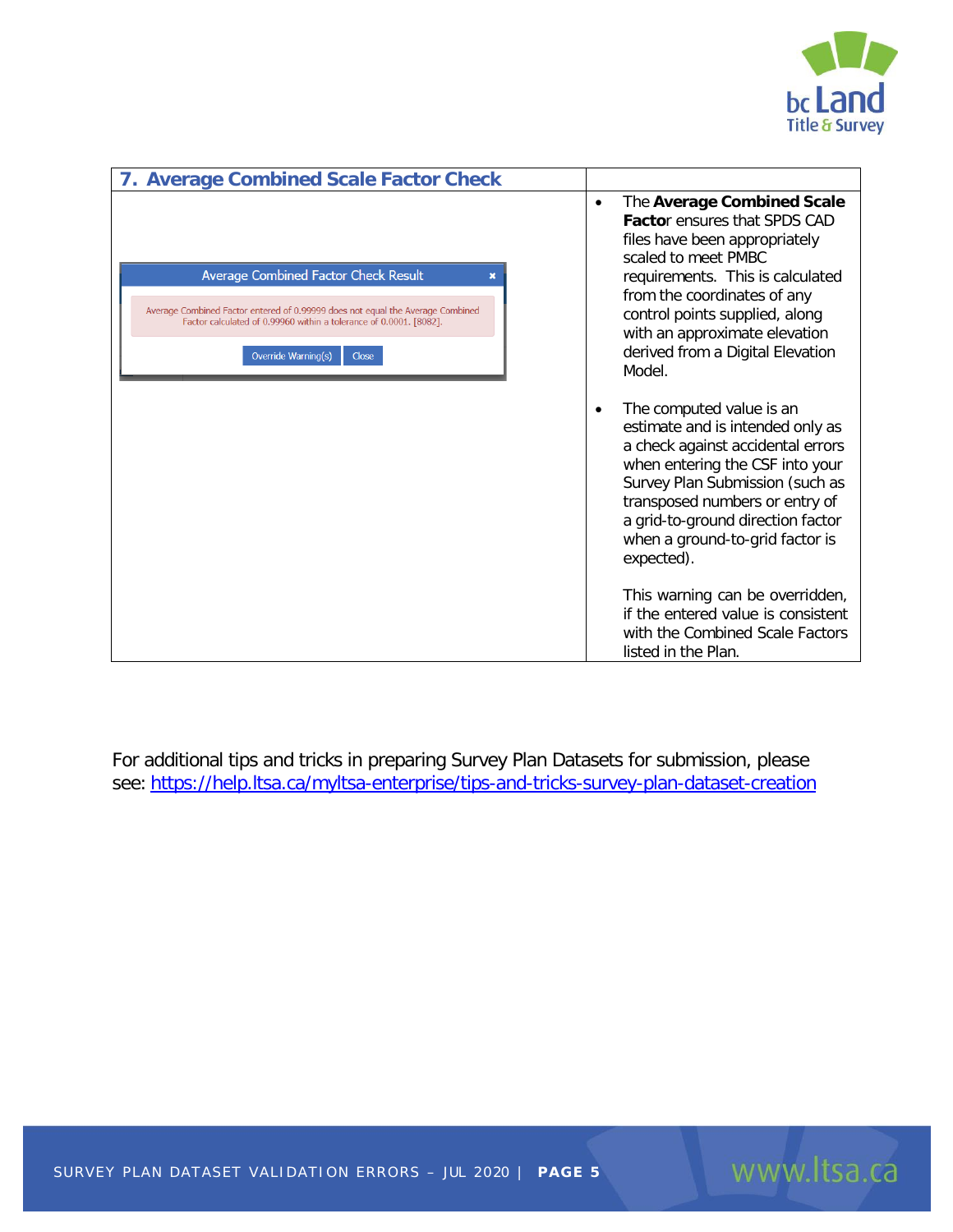| 7. Average Combined Scale Factor Check | |
|---|---|
| Average Combined Factor Check Result<br><br>Average Combined Factor entered of 0.99999 does not equal the Average Combined Factor calculated of 0.99960 within a tolerance of 0.0001. [8082].<br><br>Override Warning(s) Close | • The **Average Combined Scale Factor** ensures that SPDS CAD files have been appropriately scaled to meet PMBC requirements. This is calculated from the coordinates of any control points supplied, along with an approximate elevation derived from a Digital Elevation Model.<br><br>• The computed value is an estimate and is intended only as a check against accidental errors when entering the CSF into your Survey Plan Submission (such as transposed numbers or entry of a grid-to-ground direction factor when a ground-to-grid factor is expected).<br><br>This warning can be overridden, if the entered value is consistent with the Combined Scale Factors listed in the Plan. |

For additional tips and tricks in preparing Survey Plan Datasets for submission, please see: [https://help.ltsa.ca/myltsa-enterprise/tips-and-tricks-survey-plan-dataset-creation](https://help.ltsa.ca/myltsa-enterprise/tips-and-tricks-survey-plan-dataset-creation)